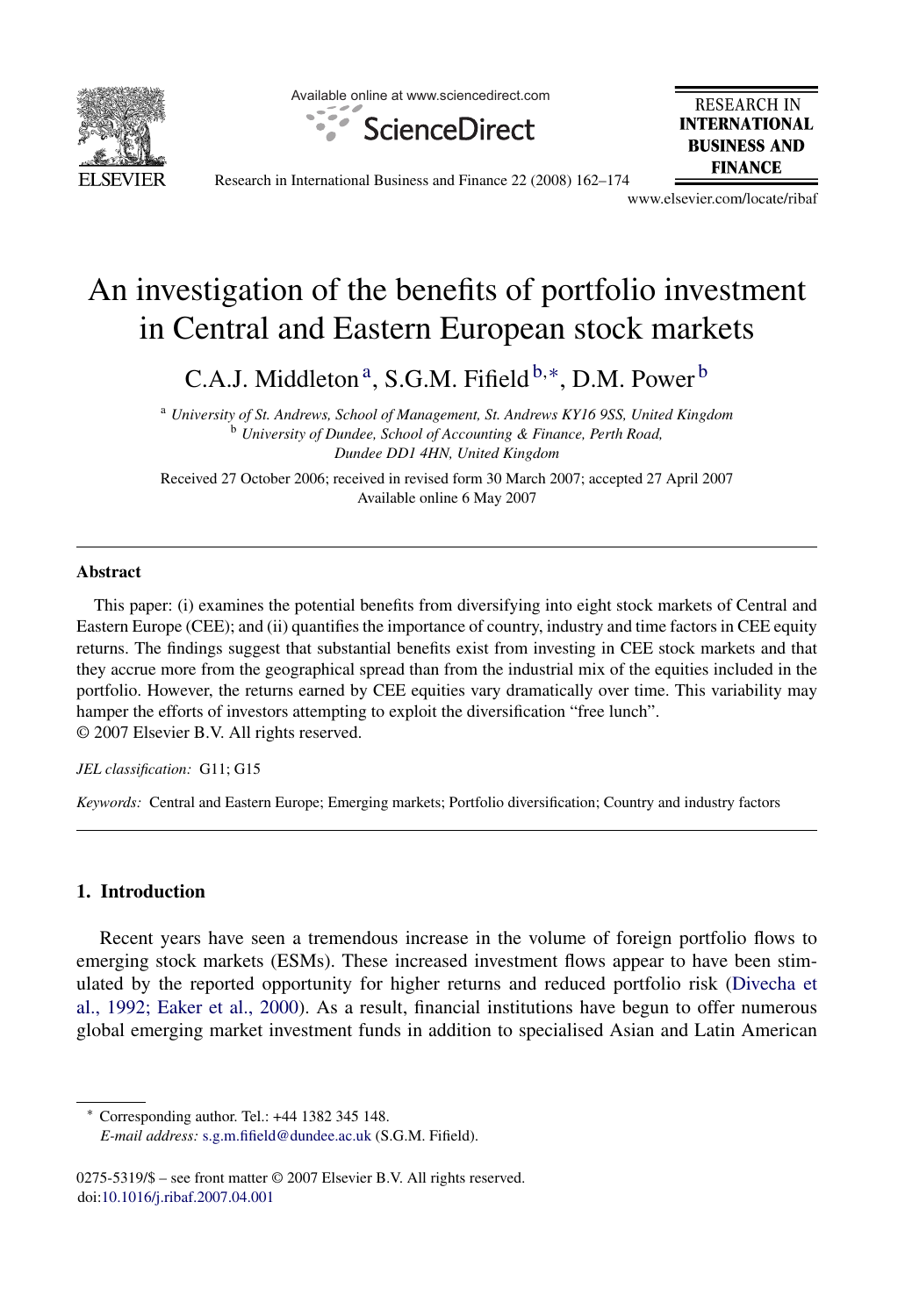# An investigation of the benefits of portfolio investment in Central and Eastern European stock markets

C.A.J. Middleton [a], S.G.M. Fifield [b,*], D.M. Power [b]

[a] *University of St. Andrews, School of Management, St. Andrews KY16 9SS, United Kingdom*
[b] *University of Dundee, School of Accounting & Finance, Perth Road, Dundee DD1 4HN, United Kingdom*

Received 27 October 2006; received in revised form 30 March 2007; accepted 27 April 2007
Available online 6 May 2007

## Abstract

This paper: (i) examines the potential benefits from diversifying into eight stock markets of Central and Eastern Europe (CEE); and (ii) quantifies the importance of country, industry and time factors in CEE equity returns. The findings suggest that substantial benefits exist from investing in CEE stock markets and that they accrue more from the geographical spread than from the industrial mix of the equities included in the portfolio. However, the returns earned by CEE equities vary dramatically over time. This variability may hamper the efforts of investors attempting to exploit the diversification "free lunch".
© 2007 Elsevier B.V. All rights reserved.

*JEL classification:* G11; G15

*Keywords:* Central and Eastern Europe; Emerging markets; Portfolio diversification; Country and industry factors

## 1. Introduction

Recent years have seen a tremendous increase in the volume of foreign portfolio flows to emerging stock markets (ESMs). These increased investment flows appear to have been stimulated by the reported opportunity for higher returns and reduced portfolio risk (Divecha et al., 1992; Eaker et al., 2000). As a result, financial institutions have begun to offer numerous global emerging market investment funds in addition to specialised Asian and Latin American

---

* Corresponding author. Tel.: +44 1382 345 148.
*E-mail address:* s.g.m.fifield@dundee.ac.uk (S.G.M. Fifield).

0275-5319/$ – see front matter © 2007 Elsevier B.V. All rights reserved.
doi:10.1016/j.ribaf.2007.04.001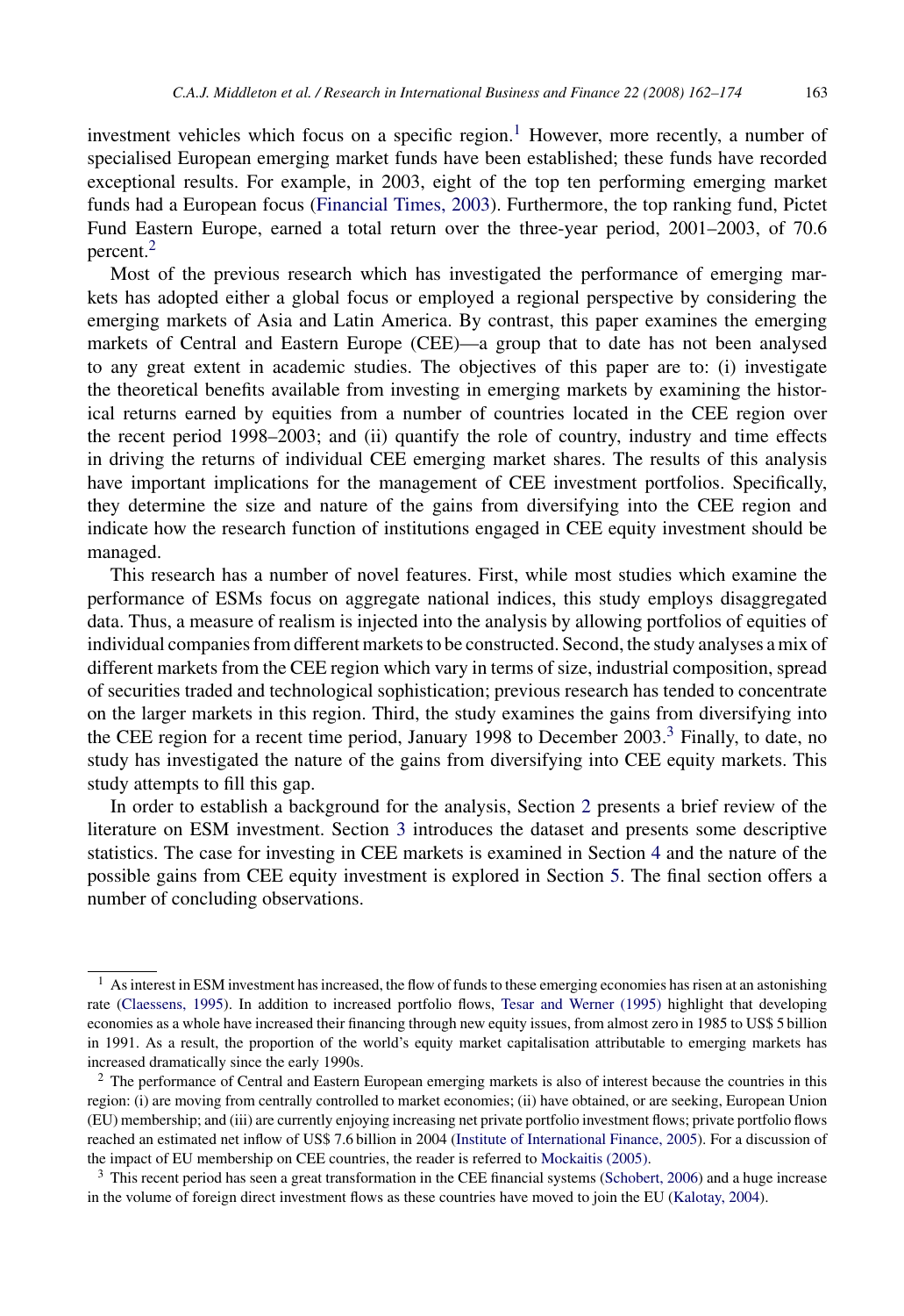investment vehicles which focus on a specific region.[1] However, more recently, a number of specialised European emerging market funds have been established; these funds have recorded exceptional results. For example, in 2003, eight of the top ten performing emerging market funds had a European focus (Financial Times, 2003). Furthermore, the top ranking fund, Pictet Fund Eastern Europe, earned a total return over the three-year period, 2001–2003, of 70.6 percent.[2]

Most of the previous research which has investigated the performance of emerging markets has adopted either a global focus or employed a regional perspective by considering the emerging markets of Asia and Latin America. By contrast, this paper examines the emerging markets of Central and Eastern Europe (CEE)—a group that to date has not been analysed to any great extent in academic studies. The objectives of this paper are to: (i) investigate the theoretical benefits available from investing in emerging markets by examining the historical returns earned by equities from a number of countries located in the CEE region over the recent period 1998–2003; and (ii) quantify the role of country, industry and time effects in driving the returns of individual CEE emerging market shares. The results of this analysis have important implications for the management of CEE investment portfolios. Specifically, they determine the size and nature of the gains from diversifying into the CEE region and indicate how the research function of institutions engaged in CEE equity investment should be managed.

This research has a number of novel features. First, while most studies which examine the performance of ESMs focus on aggregate national indices, this study employs disaggregated data. Thus, a measure of realism is injected into the analysis by allowing portfolios of equities of individual companies from different markets to be constructed. Second, the study analyses a mix of different markets from the CEE region which vary in terms of size, industrial composition, spread of securities traded and technological sophistication; previous research has tended to concentrate on the larger markets in this region. Third, the study examines the gains from diversifying into the CEE region for a recent time period, January 1998 to December 2003.[3] Finally, to date, no study has investigated the nature of the gains from diversifying into CEE equity markets. This study attempts to fill this gap.

In order to establish a background for the analysis, Section 2 presents a brief review of the literature on ESM investment. Section 3 introduces the dataset and presents some descriptive statistics. The case for investing in CEE markets is examined in Section 4 and the nature of the possible gains from CEE equity investment is explored in Section 5. The final section offers a number of concluding observations.

---

[1] As interest in ESM investment has increased, the flow of funds to these emerging economies has risen at an astonishing rate (Claessens, 1995). In addition to increased portfolio flows, Tesar and Werner (1995) highlight that developing economies as a whole have increased their financing through new equity issues, from almost zero in 1985 to US$ 5 billion in 1991. As a result, the proportion of the world's equity market capitalisation attributable to emerging markets has increased dramatically since the early 1990s.

[2] The performance of Central and Eastern European emerging markets is also of interest because the countries in this region: (i) are moving from centrally controlled to market economies; (ii) have obtained, or are seeking, European Union (EU) membership; and (iii) are currently enjoying increasing net private portfolio investment flows; private portfolio flows reached an estimated net inflow of US$ 7.6 billion in 2004 (Institute of International Finance, 2005). For a discussion of the impact of EU membership on CEE countries, the reader is referred to Mockaitis (2005).

[3] This recent period has seen a great transformation in the CEE financial systems (Schobert, 2006) and a huge increase in the volume of foreign direct investment flows as these countries have moved to join the EU (Kalotay, 2004).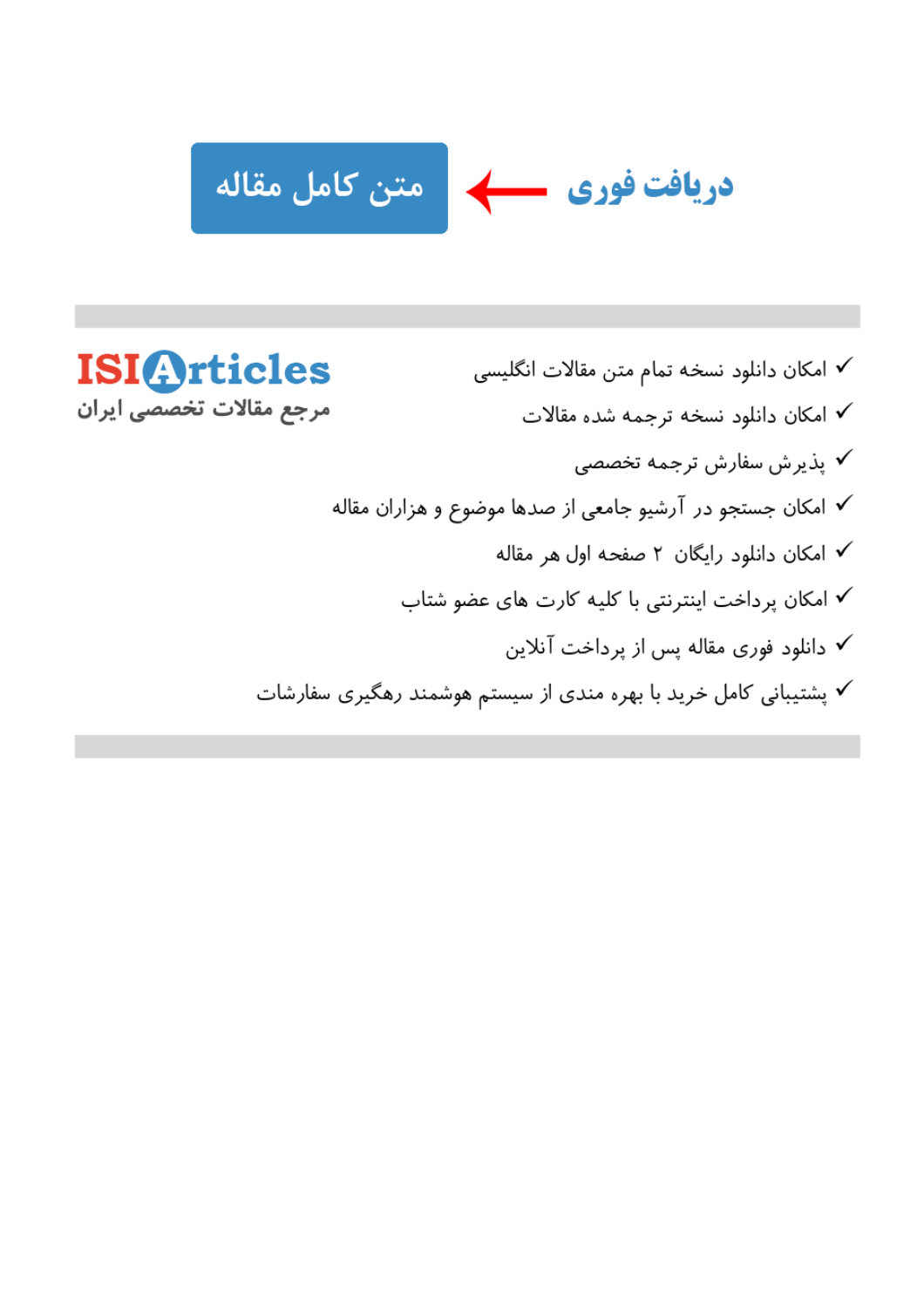دریافت فوری ← **متن کامل مقاله**

**ISIArticles**
مرجع مقالات تخصصی ایران

- ✓ امکان دانلود نسخه تمام متن مقالات انگلیسی
- ✓ امکان دانلود نسخه ترجمه شده مقالات
- ✓ پذیرش سفارش ترجمه تخصصی
- ✓ امکان جستجو در آرشیو جامعی از صدها موضوع و هزاران مقاله
- ✓ امکان دانلود رایگان ۲ صفحه اول هر مقاله
- ✓ امکان پرداخت اینترنتی با کلیه کارت های عضو شتاب
- ✓ دانلود فوری مقاله پس از پرداخت آنلاین
- ✓ پشتیبانی کامل خرید با بهره مندی از سیستم هوشمند رهگیری سفارشات